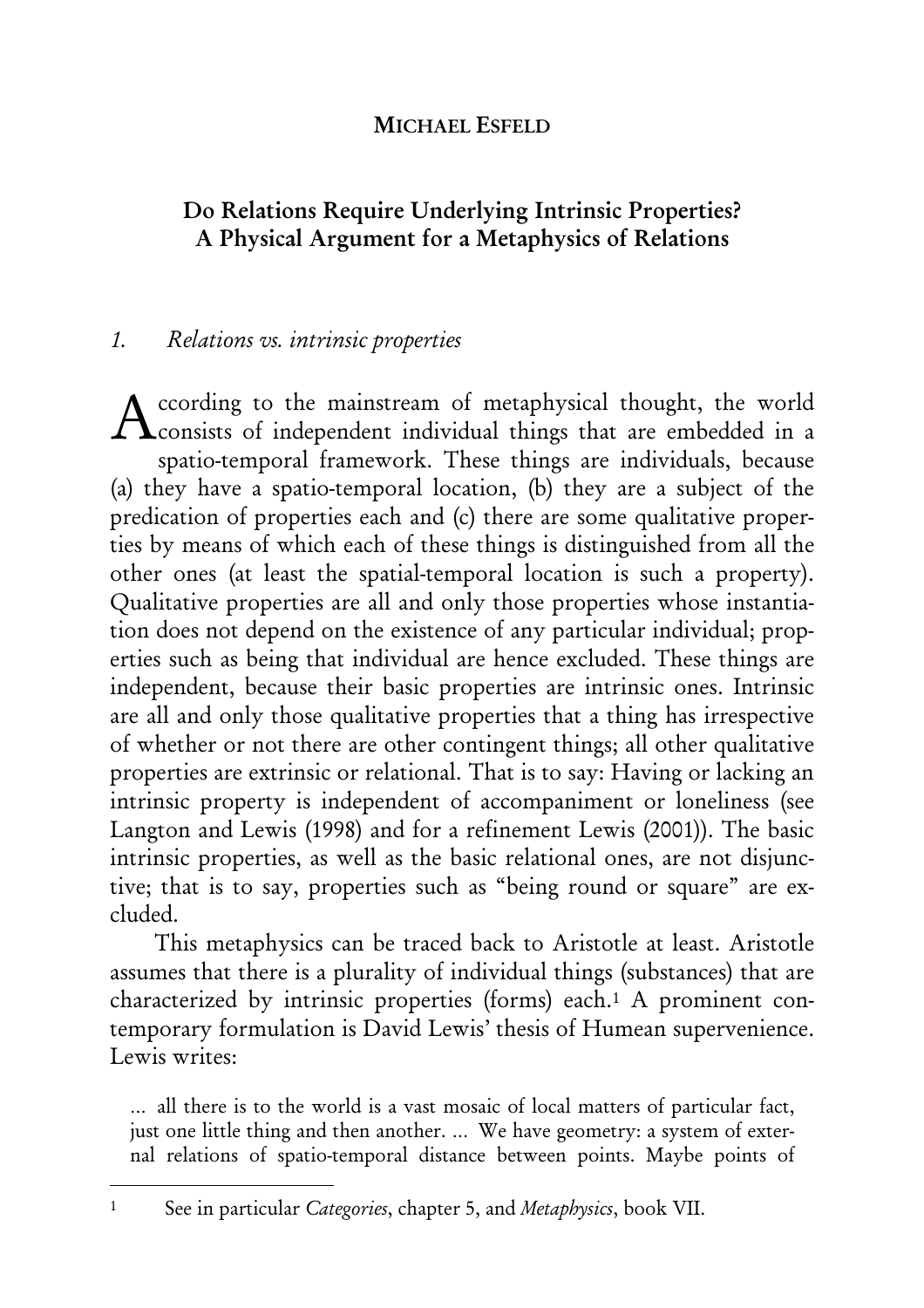**MICHAEL ESFELD**

# Do Relations Require Underlying Intrinsic Properties? A Physical Argument for a Metaphysics of Relations

## 1. *Relations vs. intrinsic properties*

According to the mainstream of metaphysical thought, the world consists of independent individual things that are embedded in a spatio-temporal framework. These things are individuals, because (a) they have a spatio-temporal location, (b) they are a subject of the predication of properties each and (c) there are some qualitative properties by means of which each of these things is distinguished from all the other ones (at least the spatial-temporal location is such a property). Qualitative properties are all and only those properties whose instantiation does not depend on the existence of any particular individual; properties such as being that individual are hence excluded. These things are independent, because their basic properties are intrinsic ones. Intrinsic are all and only those qualitative properties that a thing has irrespective of whether or not there are other contingent things; all other qualitative properties are extrinsic or relational. That is to say: Having or lacking an intrinsic property is independent of accompaniment or loneliness (see Langton and Lewis (1998) and for a refinement Lewis (2001)). The basic intrinsic properties, as well as the basic relational ones, are not disjunctive; that is to say, properties such as "being round or square" are excluded.

This metaphysics can be traced back to Aristotle at least. Aristotle assumes that there is a plurality of individual things (substances) that are characterized by intrinsic properties (forms) each.[1] A prominent contemporary formulation is David Lewis' thesis of Humean supervenience. Lewis writes:

> ... all there is to the world is a vast mosaic of local matters of particular fact, just one little thing and then another. ... We have geometry: a system of external relations of spatio-temporal distance between points. Maybe points of

[1] See in particular *Categories*, chapter 5, and *Metaphysics*, book VII.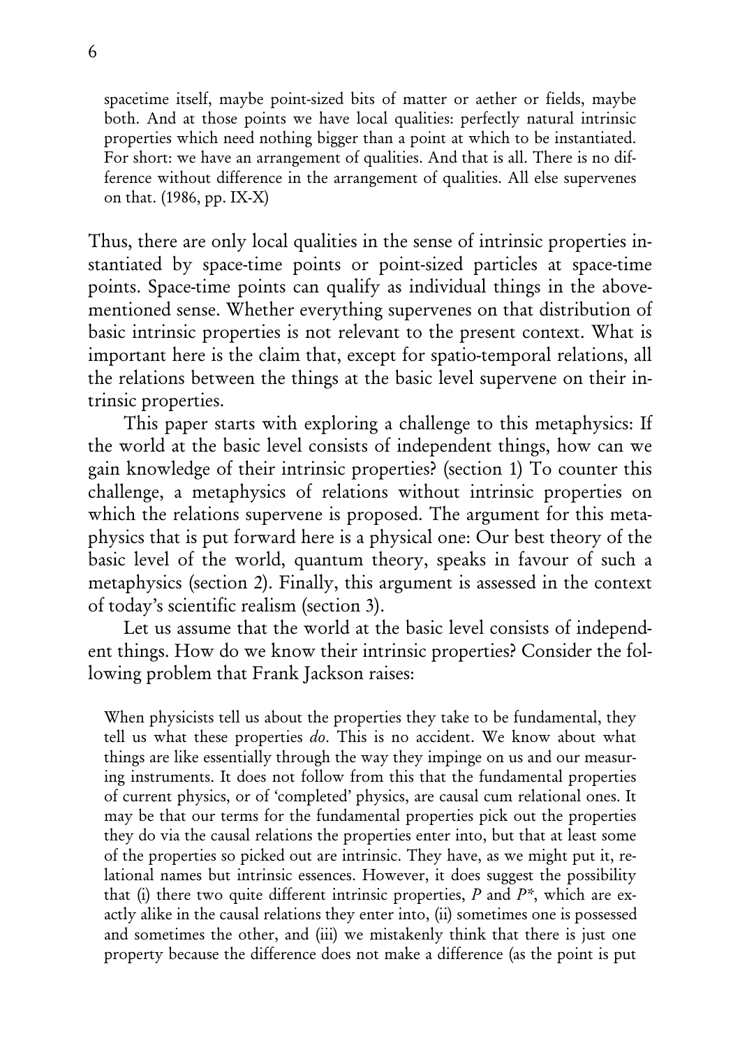> spacetime itself, maybe point-sized bits of matter or aether or fields, maybe both. And at those points we have local qualities: perfectly natural intrinsic properties which need nothing bigger than a point at which to be instantiated. For short: we have an arrangement of qualities. And that is all. There is no difference without difference in the arrangement of qualities. All else supervenes on that. (1986, pp. IX-X)

Thus, there are only local qualities in the sense of intrinsic properties instantiated by space-time points or point-sized particles at space-time points. Space-time points can qualify as individual things in the above-mentioned sense. Whether everything supervenes on that distribution of basic intrinsic properties is not relevant to the present context. What is important here is the claim that, except for spatio-temporal relations, all the relations between the things at the basic level supervene on their intrinsic properties.

This paper starts with exploring a challenge to this metaphysics: If the world at the basic level consists of independent things, how can we gain knowledge of their intrinsic properties? (section 1) To counter this challenge, a metaphysics of relations without intrinsic properties on which the relations supervene is proposed. The argument for this metaphysics that is put forward here is a physical one: Our best theory of the basic level of the world, quantum theory, speaks in favour of such a metaphysics (section 2). Finally, this argument is assessed in the context of today's scientific realism (section 3).

Let us assume that the world at the basic level consists of independent things. How do we know their intrinsic properties? Consider the following problem that Frank Jackson raises:

> When physicists tell us about the properties they take to be fundamental, they tell us what these properties *do*. This is no accident. We know about what things are like essentially through the way they impinge on us and our measuring instruments. It does not follow from this that the fundamental properties of current physics, or of 'completed' physics, are causal cum relational ones. It may be that our terms for the fundamental properties pick out the properties they do via the causal relations the properties enter into, but that at least some of the properties so picked out are intrinsic. They have, as we might put it, relational names but intrinsic essences. However, it does suggest the possibility that (i) there two quite different intrinsic properties, *P* and *P\**, which are exactly alike in the causal relations they enter into, (ii) sometimes one is possessed and sometimes the other, and (iii) we mistakenly think that there is just one property because the difference does not make a difference (as the point is put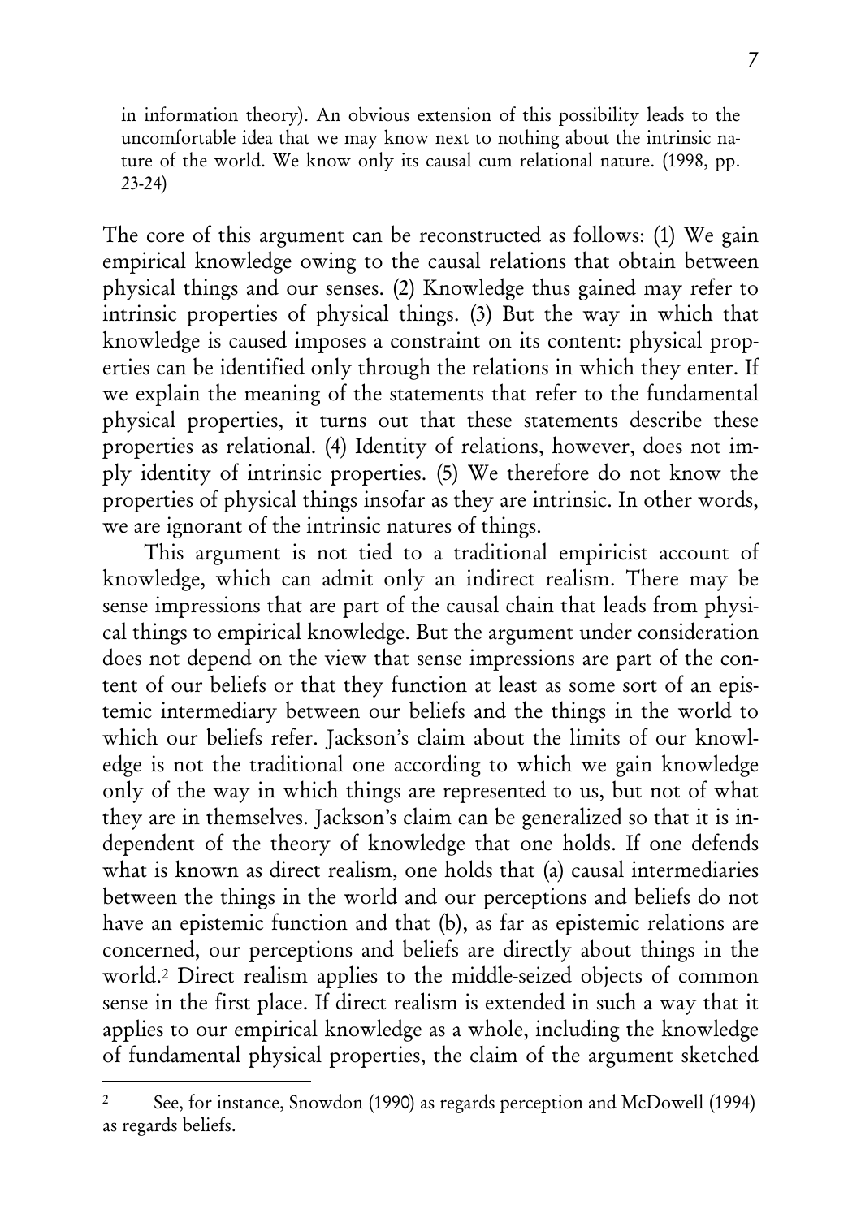in information theory). An obvious extension of this possibility leads to the uncomfortable idea that we may know next to nothing about the intrinsic nature of the world. We know only its causal cum relational nature. (1998, pp. 23-24)

The core of this argument can be reconstructed as follows: (1) We gain empirical knowledge owing to the causal relations that obtain between physical things and our senses. (2) Knowledge thus gained may refer to intrinsic properties of physical things. (3) But the way in which that knowledge is caused imposes a constraint on its content: physical properties can be identified only through the relations in which they enter. If we explain the meaning of the statements that refer to the fundamental physical properties, it turns out that these statements describe these properties as relational. (4) Identity of relations, however, does not imply identity of intrinsic properties. (5) We therefore do not know the properties of physical things insofar as they are intrinsic. In other words, we are ignorant of the intrinsic natures of things.

This argument is not tied to a traditional empiricist account of knowledge, which can admit only an indirect realism. There may be sense impressions that are part of the causal chain that leads from physical things to empirical knowledge. But the argument under consideration does not depend on the view that sense impressions are part of the content of our beliefs or that they function at least as some sort of an epistemic intermediary between our beliefs and the things in the world to which our beliefs refer. Jackson's claim about the limits of our knowledge is not the traditional one according to which we gain knowledge only of the way in which things are represented to us, but not of what they are in themselves. Jackson's claim can be generalized so that it is independent of the theory of knowledge that one holds. If one defends what is known as direct realism, one holds that (a) causal intermediaries between the things in the world and our perceptions and beliefs do not have an epistemic function and that (b), as far as epistemic relations are concerned, our perceptions and beliefs are directly about things in the world.[2] Direct realism applies to the middle-seized objects of common sense in the first place. If direct realism is extended in such a way that it applies to our empirical knowledge as a whole, including the knowledge of fundamental physical properties, the claim of the argument sketched

---

[2] See, for instance, Snowdon (1990) as regards perception and McDowell (1994) as regards beliefs.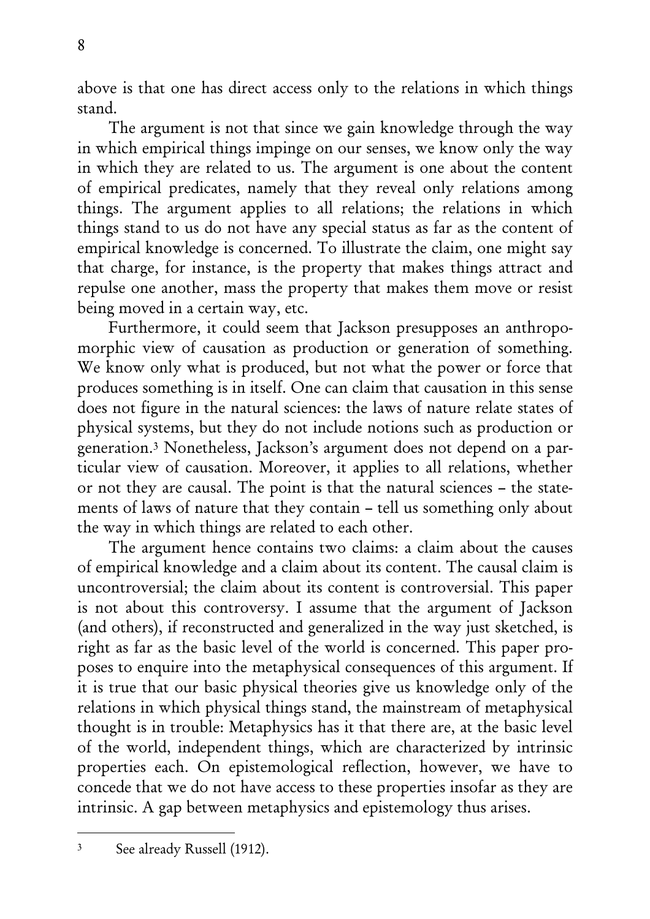above is that one has direct access only to the relations in which things stand.

The argument is not that since we gain knowledge through the way in which empirical things impinge on our senses, we know only the way in which they are related to us. The argument is one about the content of empirical predicates, namely that they reveal only relations among things. The argument applies to all relations; the relations in which things stand to us do not have any special status as far as the content of empirical knowledge is concerned. To illustrate the claim, one might say that charge, for instance, is the property that makes things attract and repulse one another, mass the property that makes them move or resist being moved in a certain way, etc.

Furthermore, it could seem that Jackson presupposes an anthropomorphic view of causation as production or generation of something. We know only what is produced, but not what the power or force that produces something is in itself. One can claim that causation in this sense does not figure in the natural sciences: the laws of nature relate states of physical systems, but they do not include notions such as production or generation.[3] Nonetheless, Jackson's argument does not depend on a particular view of causation. Moreover, it applies to all relations, whether or not they are causal. The point is that the natural sciences – the statements of laws of nature that they contain – tell us something only about the way in which things are related to each other.

The argument hence contains two claims: a claim about the causes of empirical knowledge and a claim about its content. The causal claim is uncontroversial; the claim about its content is controversial. This paper is not about this controversy. I assume that the argument of Jackson (and others), if reconstructed and generalized in the way just sketched, is right as far as the basic level of the world is concerned. This paper proposes to enquire into the metaphysical consequences of this argument. If it is true that our basic physical theories give us knowledge only of the relations in which physical things stand, the mainstream of metaphysical thought is in trouble: Metaphysics has it that there are, at the basic level of the world, independent things, which are characterized by intrinsic properties each. On epistemological reflection, however, we have to concede that we do not have access to these properties insofar as they are intrinsic. A gap between metaphysics and epistemology thus arises.

---

[3] See already Russell (1912).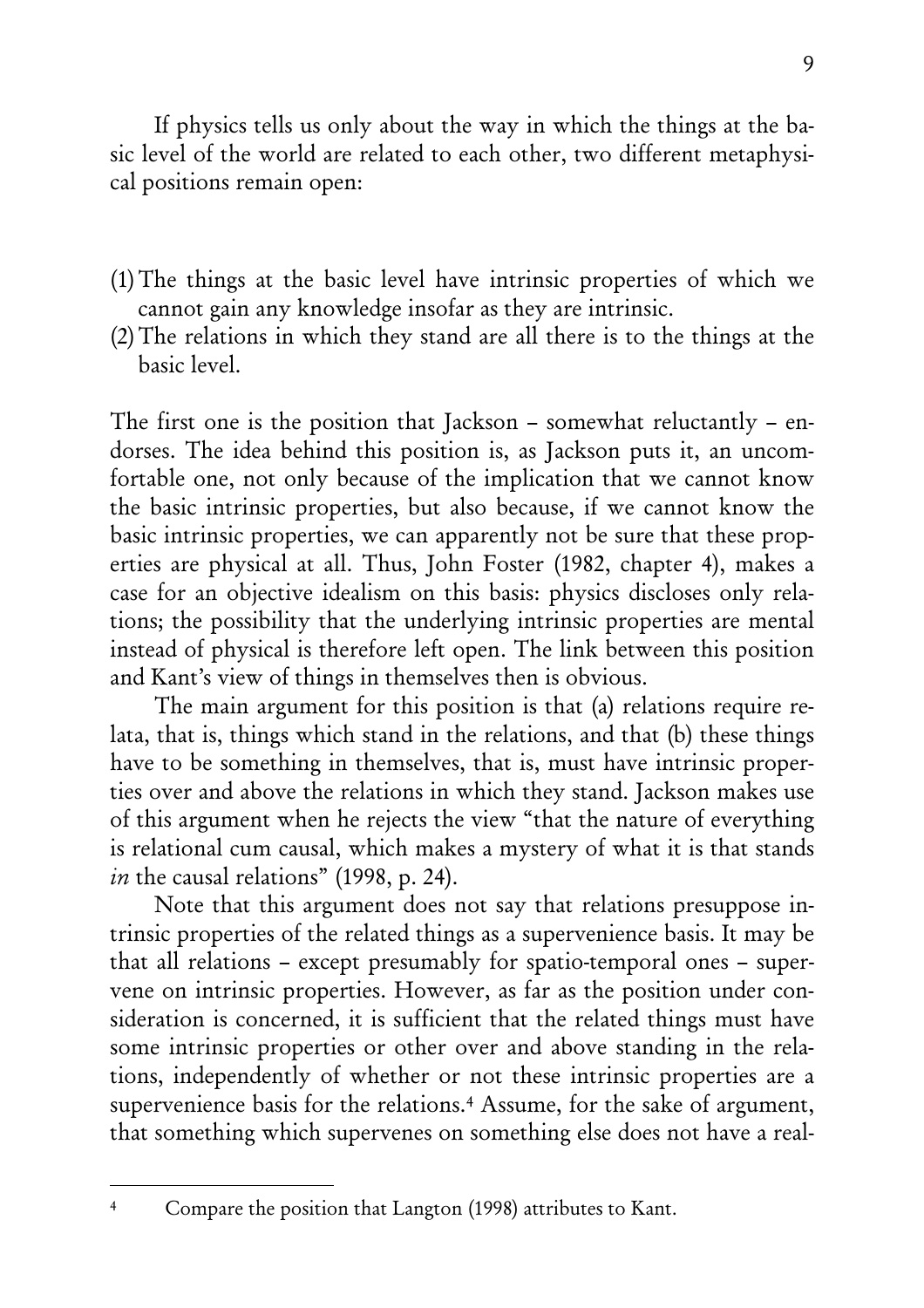If physics tells us only about the way in which the things at the basic level of the world are related to each other, two different metaphysical positions remain open:

(1) The things at the basic level have intrinsic properties of which we cannot gain any knowledge insofar as they are intrinsic.
(2) The relations in which they stand are all there is to the things at the basic level.

The first one is the position that Jackson – somewhat reluctantly – endorses. The idea behind this position is, as Jackson puts it, an uncomfortable one, not only because of the implication that we cannot know the basic intrinsic properties, but also because, if we cannot know the basic intrinsic properties, we can apparently not be sure that these properties are physical at all. Thus, John Foster (1982, chapter 4), makes a case for an objective idealism on this basis: physics discloses only relations; the possibility that the underlying intrinsic properties are mental instead of physical is therefore left open. The link between this position and Kant's view of things in themselves then is obvious.

The main argument for this position is that (a) relations require relata, that is, things which stand in the relations, and that (b) these things have to be something in themselves, that is, must have intrinsic properties over and above the relations in which they stand. Jackson makes use of this argument when he rejects the view "that the nature of everything is relational cum causal, which makes a mystery of what it is that stands *in* the causal relations" (1998, p. 24).

Note that this argument does not say that relations presuppose intrinsic properties of the related things as a supervenience basis. It may be that all relations – except presumably for spatio-temporal ones – supervene on intrinsic properties. However, as far as the position under consideration is concerned, it is sufficient that the related things must have some intrinsic properties or other over and above standing in the relations, independently of whether or not these intrinsic properties are a supervenience basis for the relations.[4] Assume, for the sake of argument, that something which supervenes on something else does not have a real-

[4] Compare the position that Langton (1998) attributes to Kant.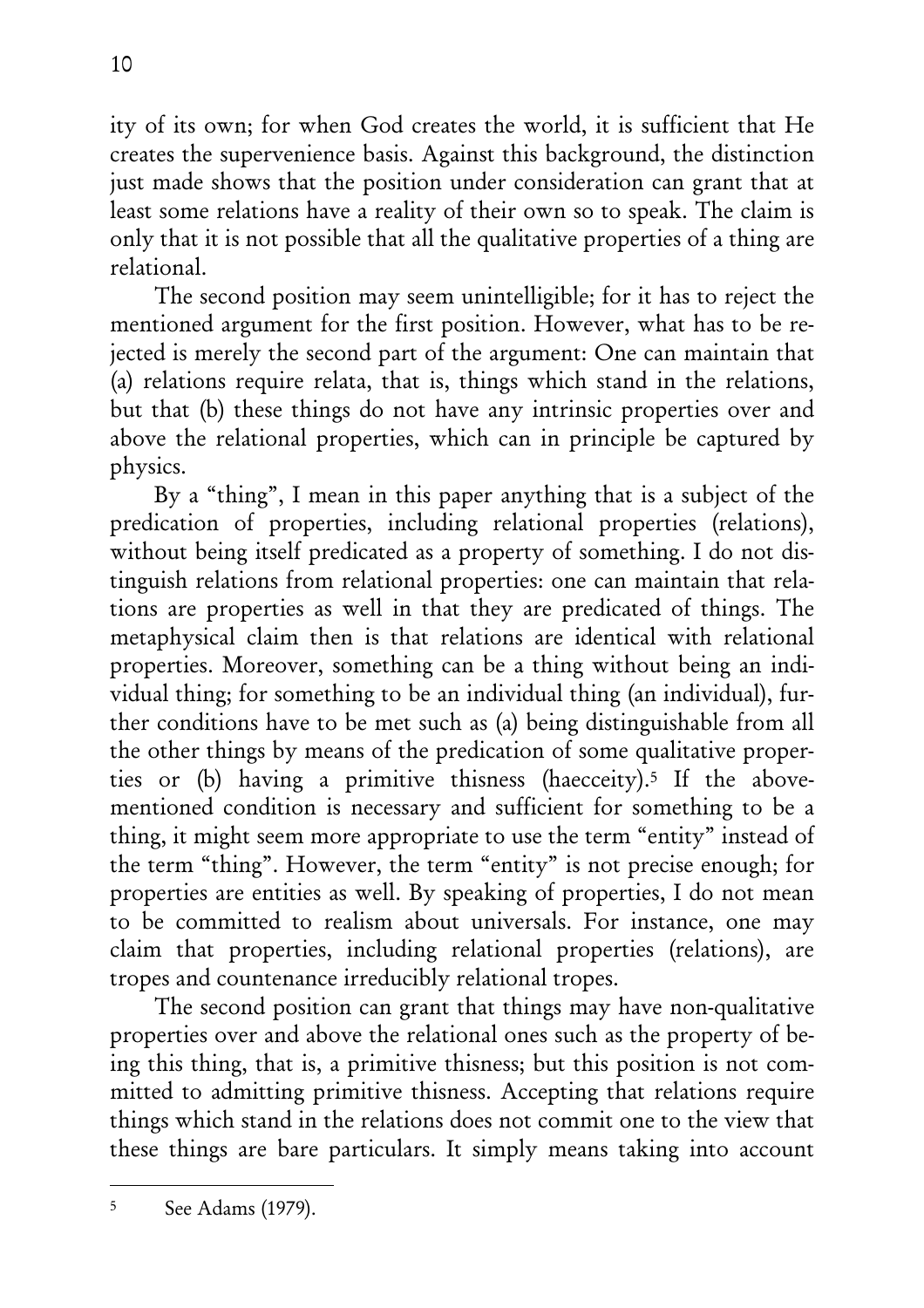ity of its own; for when God creates the world, it is sufficient that He creates the supervenience basis. Against this background, the distinction just made shows that the position under consideration can grant that at least some relations have a reality of their own so to speak. The claim is only that it is not possible that all the qualitative properties of a thing are relational.

The second position may seem unintelligible; for it has to reject the mentioned argument for the first position. However, what has to be rejected is merely the second part of the argument: One can maintain that (a) relations require relata, that is, things which stand in the relations, but that (b) these things do not have any intrinsic properties over and above the relational properties, which can in principle be captured by physics.

By a "thing", I mean in this paper anything that is a subject of the predication of properties, including relational properties (relations), without being itself predicated as a property of something. I do not distinguish relations from relational properties: one can maintain that relations are properties as well in that they are predicated of things. The metaphysical claim then is that relations are identical with relational properties. Moreover, something can be a thing without being an individual thing; for something to be an individual thing (an individual), further conditions have to be met such as (a) being distinguishable from all the other things by means of the predication of some qualitative properties or (b) having a primitive thisness (haecceity).[5] If the above-mentioned condition is necessary and sufficient for something to be a thing, it might seem more appropriate to use the term "entity" instead of the term "thing". However, the term "entity" is not precise enough; for properties are entities as well. By speaking of properties, I do not mean to be committed to realism about universals. For instance, one may claim that properties, including relational properties (relations), are tropes and countenance irreducibly relational tropes.

The second position can grant that things may have non-qualitative properties over and above the relational ones such as the property of being this thing, that is, a primitive thisness; but this position is not committed to admitting primitive thisness. Accepting that relations require things which stand in the relations does not commit one to the view that these things are bare particulars. It simply means taking into account

[5] See Adams (1979).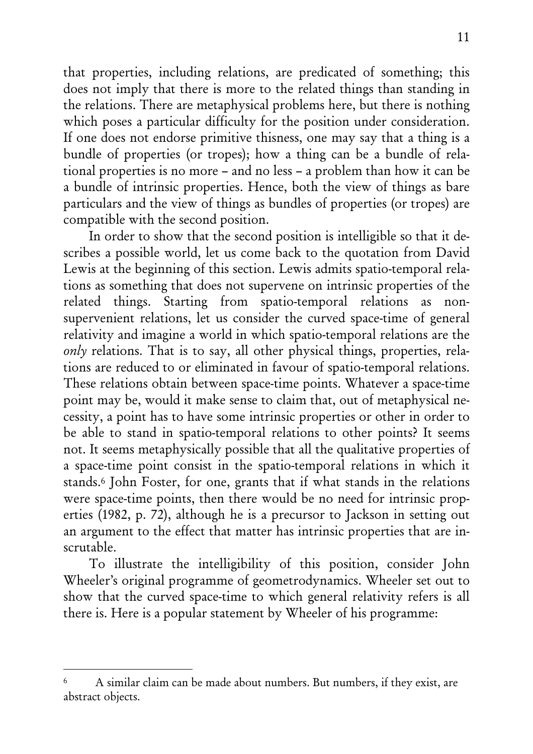that properties, including relations, are predicated of something; this does not imply that there is more to the related things than standing in the relations. There are metaphysical problems here, but there is nothing which poses a particular difficulty for the position under consideration. If one does not endorse primitive thisness, one may say that a thing is a bundle of properties (or tropes); how a thing can be a bundle of relational properties is no more – and no less – a problem than how it can be a bundle of intrinsic properties. Hence, both the view of things as bare particulars and the view of things as bundles of properties (or tropes) are compatible with the second position.

In order to show that the second position is intelligible so that it describes a possible world, let us come back to the quotation from David Lewis at the beginning of this section. Lewis admits spatio-temporal relations as something that does not supervene on intrinsic properties of the related things. Starting from spatio-temporal relations as non-supervenient relations, let us consider the curved space-time of general relativity and imagine a world in which spatio-temporal relations are the *only* relations. That is to say, all other physical things, properties, relations are reduced to or eliminated in favour of spatio-temporal relations. These relations obtain between space-time points. Whatever a space-time point may be, would it make sense to claim that, out of metaphysical necessity, a point has to have some intrinsic properties or other in order to be able to stand in spatio-temporal relations to other points? It seems not. It seems metaphysically possible that all the qualitative properties of a space-time point consist in the spatio-temporal relations in which it stands.[6] John Foster, for one, grants that if what stands in the relations were space-time points, then there would be no need for intrinsic properties (1982, p. 72), although he is a precursor to Jackson in setting out an argument to the effect that matter has intrinsic properties that are inscrutable.

To illustrate the intelligibility of this position, consider John Wheeler's original programme of geometrodynamics. Wheeler set out to show that the curved space-time to which general relativity refers is all there is. Here is a popular statement by Wheeler of his programme:

---

[6] A similar claim can be made about numbers. But numbers, if they exist, are abstract objects.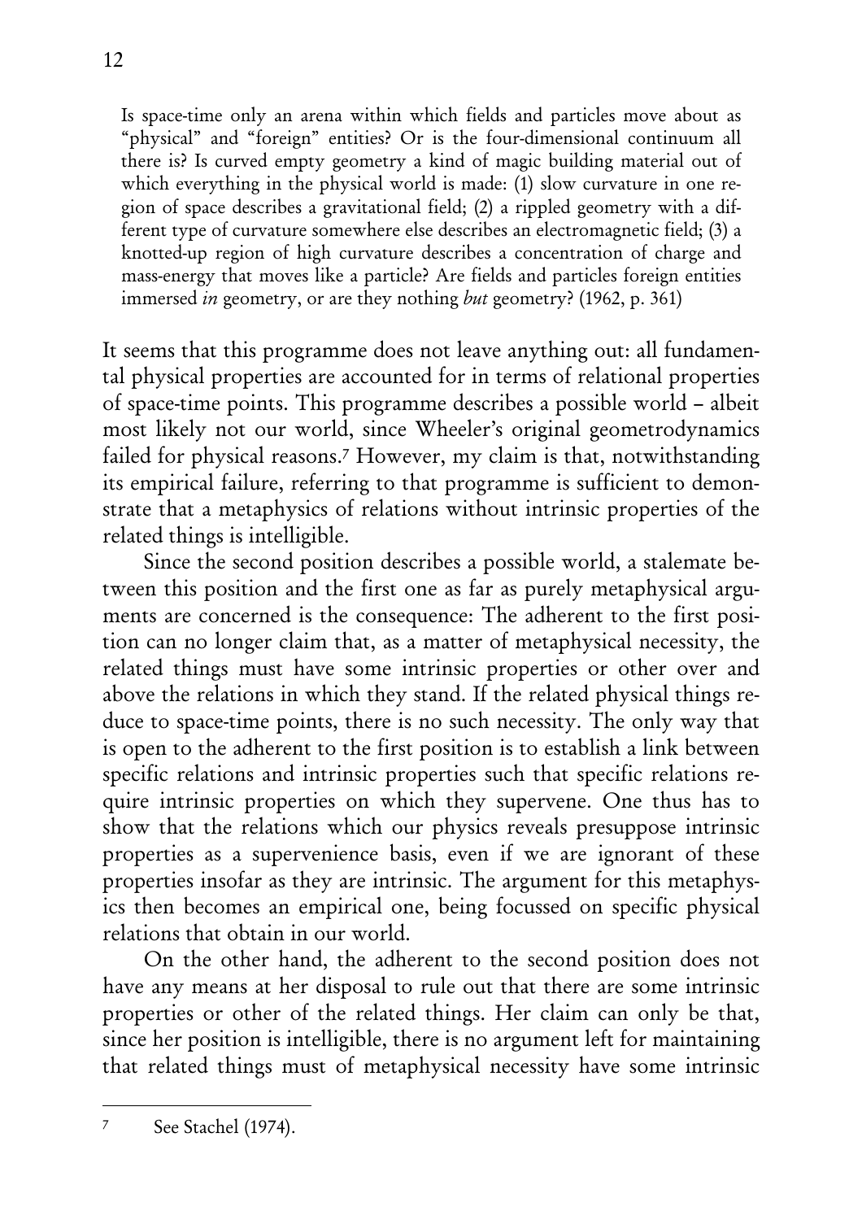> Is space-time only an arena within which fields and particles move about as "physical" and "foreign" entities? Or is the four-dimensional continuum all there is? Is curved empty geometry a kind of magic building material out of which everything in the physical world is made: (1) slow curvature in one region of space describes a gravitational field; (2) a rippled geometry with a different type of curvature somewhere else describes an electromagnetic field; (3) a knotted-up region of high curvature describes a concentration of charge and mass-energy that moves like a particle? Are fields and particles foreign entities immersed *in* geometry, or are they nothing *but* geometry? (1962, p. 361)

It seems that this programme does not leave anything out: all fundamental physical properties are accounted for in terms of relational properties of space-time points. This programme describes a possible world – albeit most likely not our world, since Wheeler's original geometrodynamics failed for physical reasons.[7] However, my claim is that, notwithstanding its empirical failure, referring to that programme is sufficient to demonstrate that a metaphysics of relations without intrinsic properties of the related things is intelligible.

Since the second position describes a possible world, a stalemate between this position and the first one as far as purely metaphysical arguments are concerned is the consequence: The adherent to the first position can no longer claim that, as a matter of metaphysical necessity, the related things must have some intrinsic properties or other over and above the relations in which they stand. If the related physical things reduce to space-time points, there is no such necessity. The only way that is open to the adherent to the first position is to establish a link between specific relations and intrinsic properties such that specific relations require intrinsic properties on which they supervene. One thus has to show that the relations which our physics reveals presuppose intrinsic properties as a supervenience basis, even if we are ignorant of these properties insofar as they are intrinsic. The argument for this metaphysics then becomes an empirical one, being focussed on specific physical relations that obtain in our world.

On the other hand, the adherent to the second position does not have any means at her disposal to rule out that there are some intrinsic properties or other of the related things. Her claim can only be that, since her position is intelligible, there is no argument left for maintaining that related things must of metaphysical necessity have some intrinsic

[7] See Stachel (1974).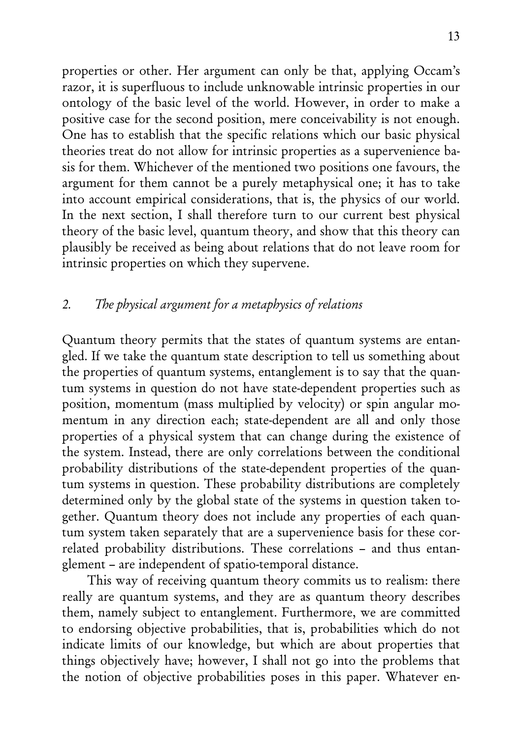properties or other. Her argument can only be that, applying Occam's razor, it is superfluous to include unknowable intrinsic properties in our ontology of the basic level of the world. However, in order to make a positive case for the second position, mere conceivability is not enough. One has to establish that the specific relations which our basic physical theories treat do not allow for intrinsic properties as a supervenience basis for them. Whichever of the mentioned two positions one favours, the argument for them cannot be a purely metaphysical one; it has to take into account empirical considerations, that is, the physics of our world. In the next section, I shall therefore turn to our current best physical theory of the basic level, quantum theory, and show that this theory can plausibly be received as being about relations that do not leave room for intrinsic properties on which they supervene.

## *2. The physical argument for a metaphysics of relations*

Quantum theory permits that the states of quantum systems are entangled. If we take the quantum state description to tell us something about the properties of quantum systems, entanglement is to say that the quantum systems in question do not have state-dependent properties such as position, momentum (mass multiplied by velocity) or spin angular momentum in any direction each; state-dependent are all and only those properties of a physical system that can change during the existence of the system. Instead, there are only correlations between the conditional probability distributions of the state-dependent properties of the quantum systems in question. These probability distributions are completely determined only by the global state of the systems in question taken together. Quantum theory does not include any properties of each quantum system taken separately that are a supervenience basis for these correlated probability distributions. These correlations – and thus entanglement – are independent of spatio-temporal distance.

This way of receiving quantum theory commits us to realism: there really are quantum systems, and they are as quantum theory describes them, namely subject to entanglement. Furthermore, we are committed to endorsing objective probabilities, that is, probabilities which do not indicate limits of our knowledge, but which are about properties that things objectively have; however, I shall not go into the problems that the notion of objective probabilities poses in this paper. Whatever en-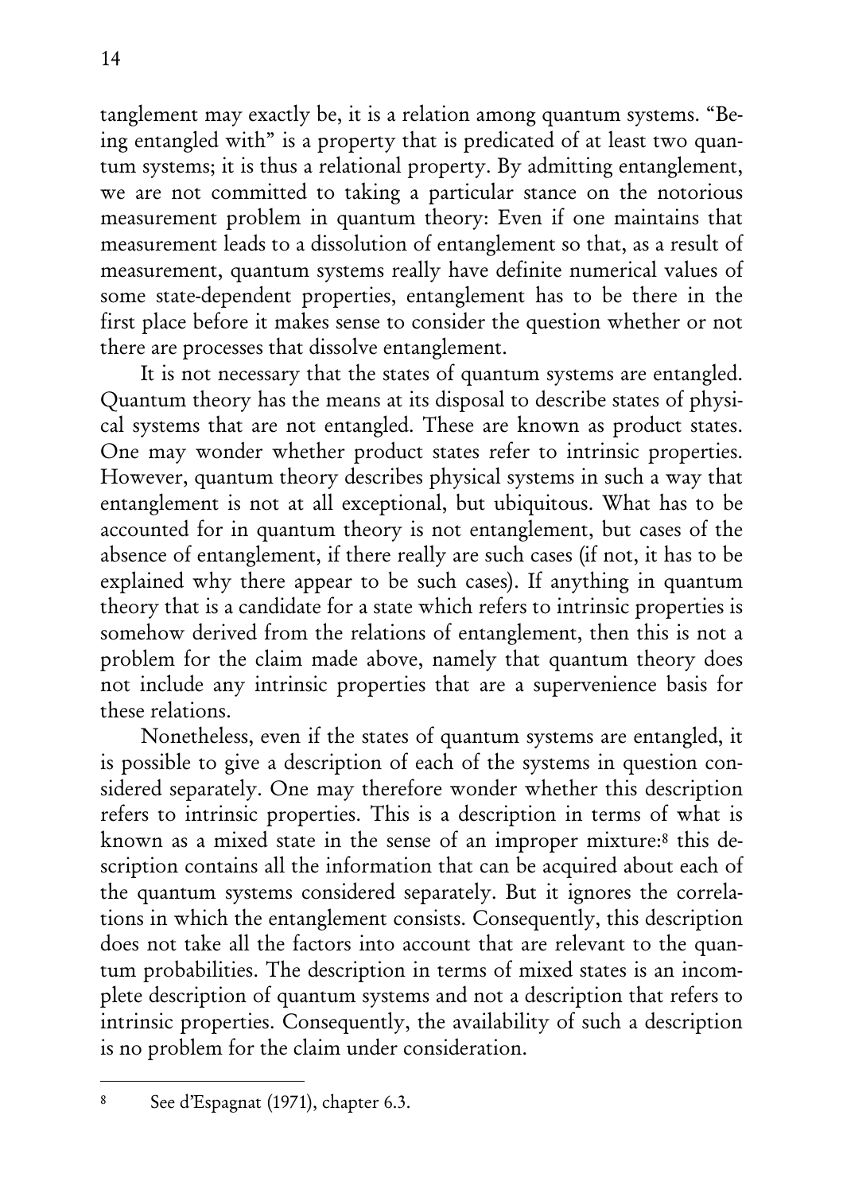tanglement may exactly be, it is a relation among quantum systems. "Being entangled with" is a property that is predicated of at least two quantum systems; it is thus a relational property. By admitting entanglement, we are not committed to taking a particular stance on the notorious measurement problem in quantum theory: Even if one maintains that measurement leads to a dissolution of entanglement so that, as a result of measurement, quantum systems really have definite numerical values of some state-dependent properties, entanglement has to be there in the first place before it makes sense to consider the question whether or not there are processes that dissolve entanglement.

It is not necessary that the states of quantum systems are entangled. Quantum theory has the means at its disposal to describe states of physical systems that are not entangled. These are known as product states. One may wonder whether product states refer to intrinsic properties. However, quantum theory describes physical systems in such a way that entanglement is not at all exceptional, but ubiquitous. What has to be accounted for in quantum theory is not entanglement, but cases of the absence of entanglement, if there really are such cases (if not, it has to be explained why there appear to be such cases). If anything in quantum theory that is a candidate for a state which refers to intrinsic properties is somehow derived from the relations of entanglement, then this is not a problem for the claim made above, namely that quantum theory does not include any intrinsic properties that are a supervenience basis for these relations.

Nonetheless, even if the states of quantum systems are entangled, it is possible to give a description of each of the systems in question considered separately. One may therefore wonder whether this description refers to intrinsic properties. This is a description in terms of what is known as a mixed state in the sense of an improper mixture:[8] this description contains all the information that can be acquired about each of the quantum systems considered separately. But it ignores the correlations in which the entanglement consists. Consequently, this description does not take all the factors into account that are relevant to the quantum probabilities. The description in terms of mixed states is an incomplete description of quantum systems and not a description that refers to intrinsic properties. Consequently, the availability of such a description is no problem for the claim under consideration.

---

[8] See d'Espagnat (1971), chapter 6.3.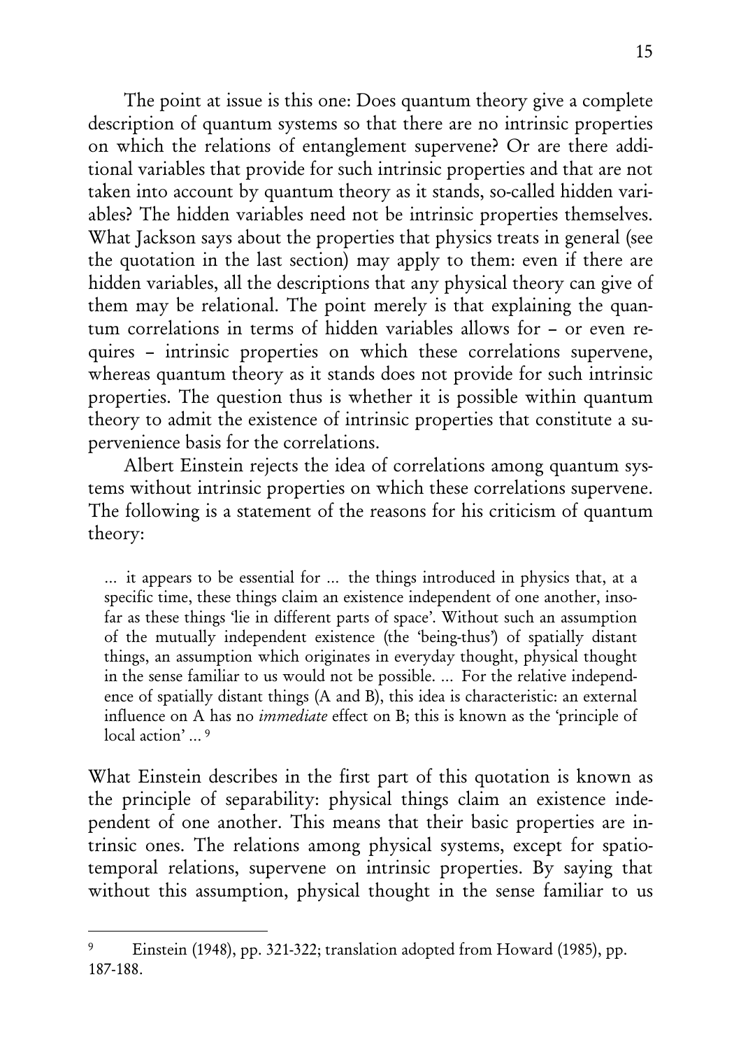The point at issue is this one: Does quantum theory give a complete description of quantum systems so that there are no intrinsic properties on which the relations of entanglement supervene? Or are there additional variables that provide for such intrinsic properties and that are not taken into account by quantum theory as it stands, so-called hidden variables? The hidden variables need not be intrinsic properties themselves. What Jackson says about the properties that physics treats in general (see the quotation in the last section) may apply to them: even if there are hidden variables, all the descriptions that any physical theory can give of them may be relational. The point merely is that explaining the quantum correlations in terms of hidden variables allows for – or even requires – intrinsic properties on which these correlations supervene, whereas quantum theory as it stands does not provide for such intrinsic properties. The question thus is whether it is possible within quantum theory to admit the existence of intrinsic properties that constitute a supervenience basis for the correlations.

Albert Einstein rejects the idea of correlations among quantum systems without intrinsic properties on which these correlations supervene. The following is a statement of the reasons for his criticism of quantum theory:

> ... it appears to be essential for ... the things introduced in physics that, at a specific time, these things claim an existence independent of one another, insofar as these things 'lie in different parts of space'. Without such an assumption of the mutually independent existence (the 'being-thus') of spatially distant things, an assumption which originates in everyday thought, physical thought in the sense familiar to us would not be possible. ... For the relative independence of spatially distant things (A and B), this idea is characteristic: an external influence on A has no *immediate* effect on B; this is known as the 'principle of local action' ... [9]

What Einstein describes in the first part of this quotation is known as the principle of separability: physical things claim an existence independent of one another. This means that their basic properties are intrinsic ones. The relations among physical systems, except for spatio-temporal relations, supervene on intrinsic properties. By saying that without this assumption, physical thought in the sense familiar to us

---

[9] Einstein (1948), pp. 321-322; translation adopted from Howard (1985), pp. 187-188.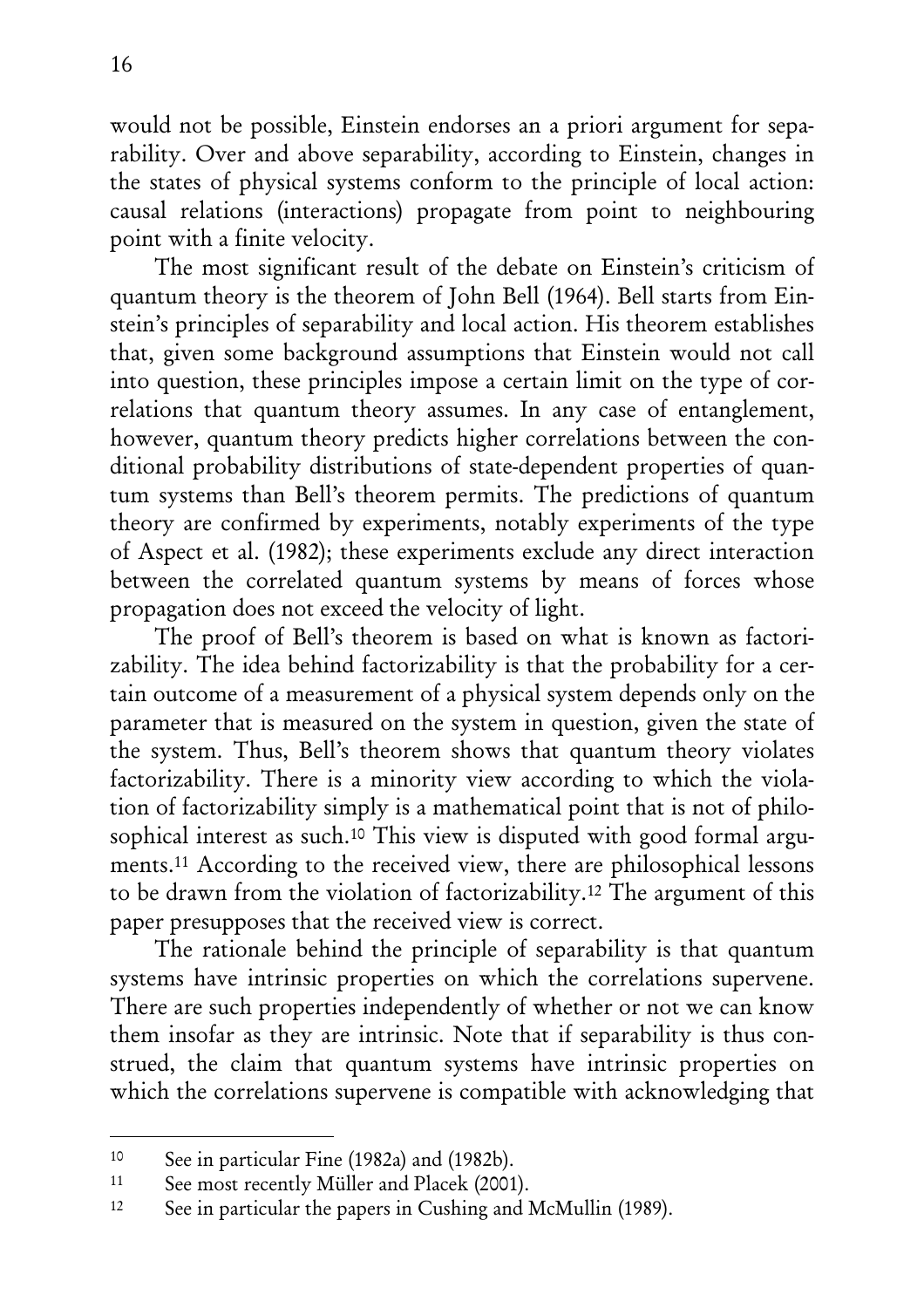would not be possible, Einstein endorses an a priori argument for separability. Over and above separability, according to Einstein, changes in the states of physical systems conform to the principle of local action: causal relations (interactions) propagate from point to neighbouring point with a finite velocity.

The most significant result of the debate on Einstein's criticism of quantum theory is the theorem of John Bell (1964). Bell starts from Einstein's principles of separability and local action. His theorem establishes that, given some background assumptions that Einstein would not call into question, these principles impose a certain limit on the type of correlations that quantum theory assumes. In any case of entanglement, however, quantum theory predicts higher correlations between the conditional probability distributions of state-dependent properties of quantum systems than Bell's theorem permits. The predictions of quantum theory are confirmed by experiments, notably experiments of the type of Aspect et al. (1982); these experiments exclude any direct interaction between the correlated quantum systems by means of forces whose propagation does not exceed the velocity of light.

The proof of Bell's theorem is based on what is known as factorizability. The idea behind factorizability is that the probability for a certain outcome of a measurement of a physical system depends only on the parameter that is measured on the system in question, given the state of the system. Thus, Bell's theorem shows that quantum theory violates factorizability. There is a minority view according to which the violation of factorizability simply is a mathematical point that is not of philosophical interest as such.[10] This view is disputed with good formal arguments.[11] According to the received view, there are philosophical lessons to be drawn from the violation of factorizability.[12] The argument of this paper presupposes that the received view is correct.

The rationale behind the principle of separability is that quantum systems have intrinsic properties on which the correlations supervene. There are such properties independently of whether or not we can know them insofar as they are intrinsic. Note that if separability is thus construed, the claim that quantum systems have intrinsic properties on which the correlations supervene is compatible with acknowledging that

---

[10] See in particular Fine (1982a) and (1982b).

[11] See most recently Müller and Placek (2001).

[12] See in particular the papers in Cushing and McMullin (1989).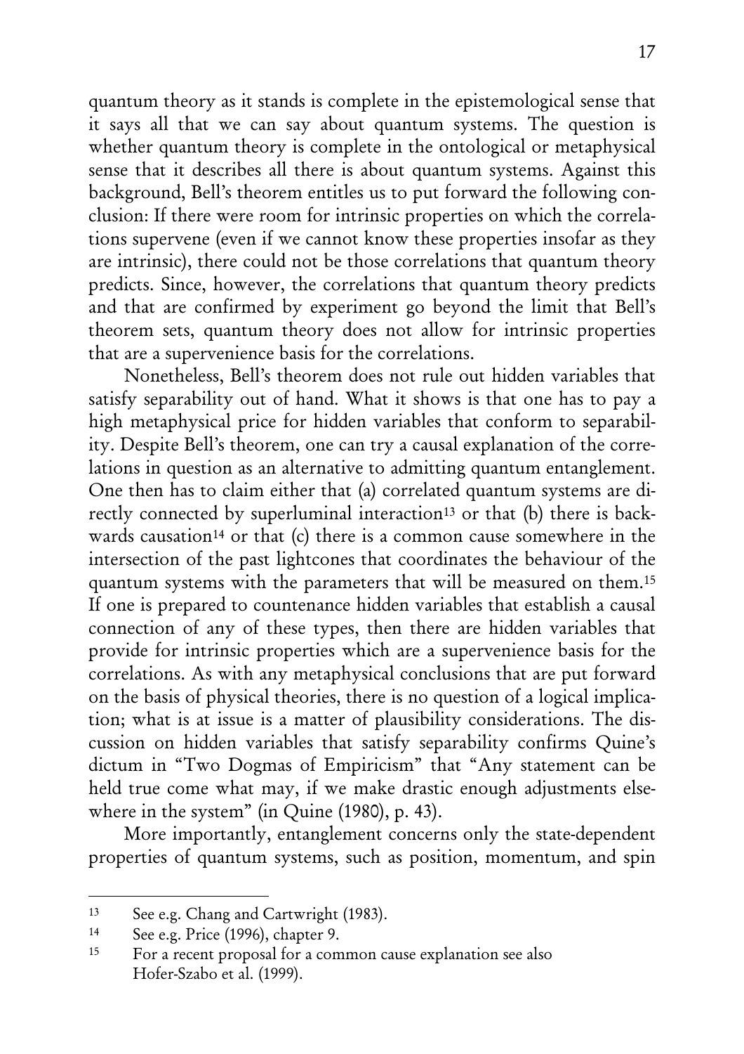quantum theory as it stands is complete in the epistemological sense that it says all that we can say about quantum systems. The question is whether quantum theory is complete in the ontological or metaphysical sense that it describes all there is about quantum systems. Against this background, Bell's theorem entitles us to put forward the following conclusion: If there were room for intrinsic properties on which the correlations supervene (even if we cannot know these properties insofar as they are intrinsic), there could not be those correlations that quantum theory predicts. Since, however, the correlations that quantum theory predicts and that are confirmed by experiment go beyond the limit that Bell's theorem sets, quantum theory does not allow for intrinsic properties that are a supervenience basis for the correlations.

Nonetheless, Bell's theorem does not rule out hidden variables that satisfy separability out of hand. What it shows is that one has to pay a high metaphysical price for hidden variables that conform to separability. Despite Bell's theorem, one can try a causal explanation of the correlations in question as an alternative to admitting quantum entanglement. One then has to claim either that (a) correlated quantum systems are directly connected by superluminal interaction[13] or that (b) there is backwards causation[14] or that (c) there is a common cause somewhere in the intersection of the past lightcones that coordinates the behaviour of the quantum systems with the parameters that will be measured on them.[15] If one is prepared to countenance hidden variables that establish a causal connection of any of these types, then there are hidden variables that provide for intrinsic properties which are a supervenience basis for the correlations. As with any metaphysical conclusions that are put forward on the basis of physical theories, there is no question of a logical implication; what is at issue is a matter of plausibility considerations. The discussion on hidden variables that satisfy separability confirms Quine's dictum in "Two Dogmas of Empiricism" that "Any statement can be held true come what may, if we make drastic enough adjustments elsewhere in the system" (in Quine (1980), p. 43).

More importantly, entanglement concerns only the state-dependent properties of quantum systems, such as position, momentum, and spin

---

[13] See e.g. Chang and Cartwright (1983).

[14] See e.g. Price (1996), chapter 9.

[15] For a recent proposal for a common cause explanation see also Hofer-Szabo et al. (1999).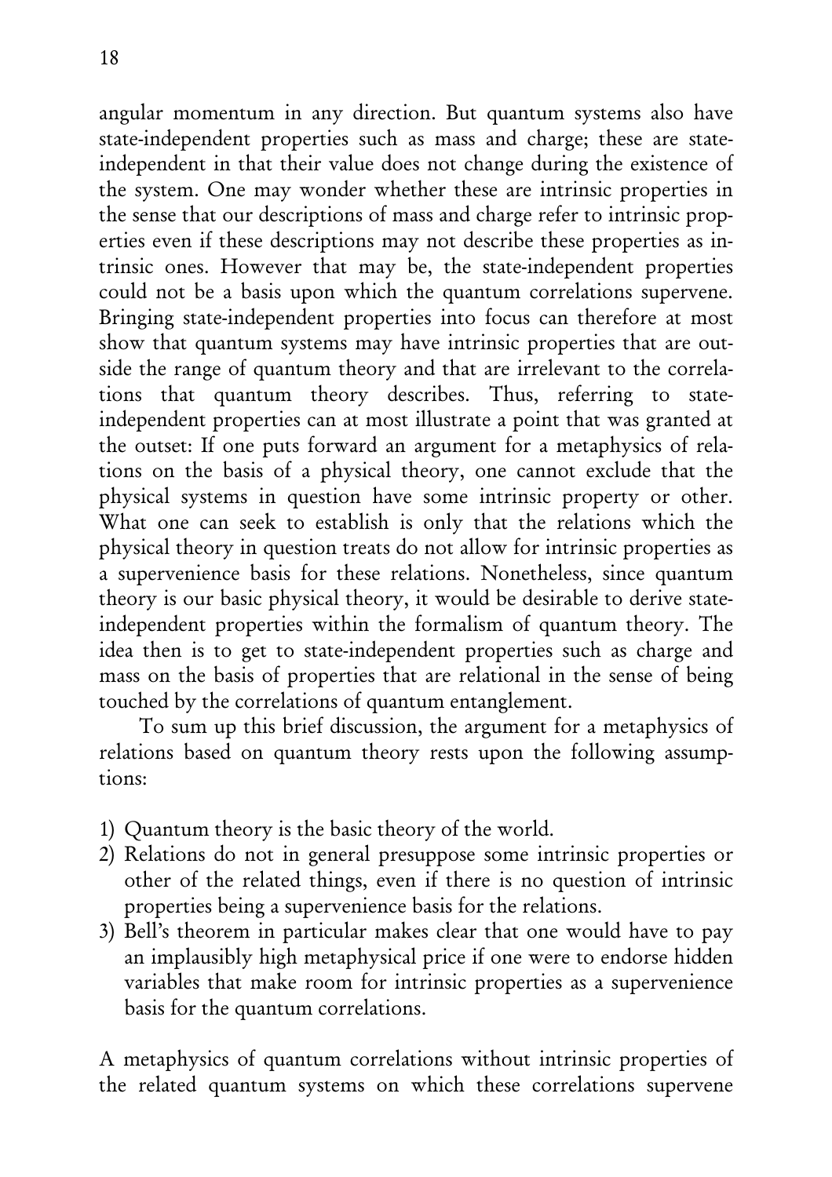angular momentum in any direction. But quantum systems also have state-independent properties such as mass and charge; these are state-independent in that their value does not change during the existence of the system. One may wonder whether these are intrinsic properties in the sense that our descriptions of mass and charge refer to intrinsic properties even if these descriptions may not describe these properties as intrinsic ones. However that may be, the state-independent properties could not be a basis upon which the quantum correlations supervene. Bringing state-independent properties into focus can therefore at most show that quantum systems may have intrinsic properties that are outside the range of quantum theory and that are irrelevant to the correlations that quantum theory describes. Thus, referring to state-independent properties can at most illustrate a point that was granted at the outset: If one puts forward an argument for a metaphysics of relations on the basis of a physical theory, one cannot exclude that the physical systems in question have some intrinsic property or other. What one can seek to establish is only that the relations which the physical theory in question treats do not allow for intrinsic properties as a supervenience basis for these relations. Nonetheless, since quantum theory is our basic physical theory, it would be desirable to derive state-independent properties within the formalism of quantum theory. The idea then is to get to state-independent properties such as charge and mass on the basis of properties that are relational in the sense of being touched by the correlations of quantum entanglement.

To sum up this brief discussion, the argument for a metaphysics of relations based on quantum theory rests upon the following assumptions:

1) Quantum theory is the basic theory of the world.
2) Relations do not in general presuppose some intrinsic properties or other of the related things, even if there is no question of intrinsic properties being a supervenience basis for the relations.
3) Bell's theorem in particular makes clear that one would have to pay an implausibly high metaphysical price if one were to endorse hidden variables that make room for intrinsic properties as a supervenience basis for the quantum correlations.

A metaphysics of quantum correlations without intrinsic properties of the related quantum systems on which these correlations supervene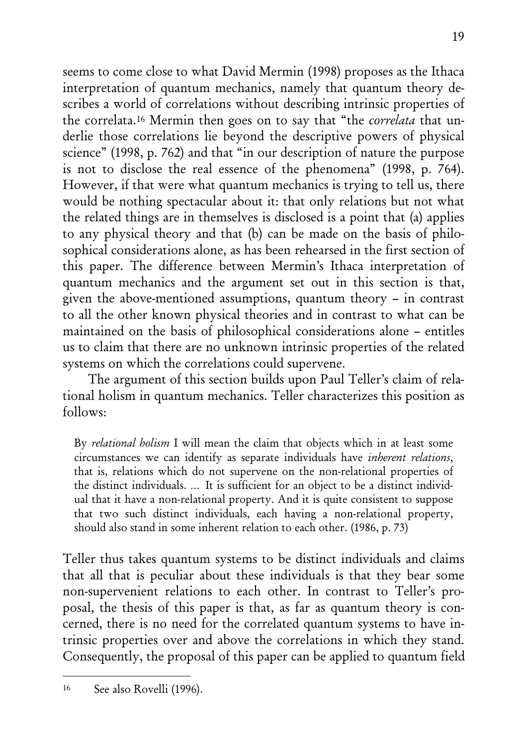seems to come close to what David Mermin (1998) proposes as the Ithaca interpretation of quantum mechanics, namely that quantum theory describes a world of correlations without describing intrinsic properties of the correlata.[16] Mermin then goes on to say that "the *correlata* that underlie those correlations lie beyond the descriptive powers of physical science" (1998, p. 762) and that "in our description of nature the purpose is not to disclose the real essence of the phenomena" (1998, p. 764). However, if that were what quantum mechanics is trying to tell us, there would be nothing spectacular about it: that only relations but not what the related things are in themselves is disclosed is a point that (a) applies to any physical theory and that (b) can be made on the basis of philosophical considerations alone, as has been rehearsed in the first section of this paper. The difference between Mermin's Ithaca interpretation of quantum mechanics and the argument set out in this section is that, given the above-mentioned assumptions, quantum theory – in contrast to all the other known physical theories and in contrast to what can be maintained on the basis of philosophical considerations alone – entitles us to claim that there are no unknown intrinsic properties of the related systems on which the correlations could supervene.

The argument of this section builds upon Paul Teller's claim of relational holism in quantum mechanics. Teller characterizes this position as follows:

> By *relational holism* I will mean the claim that objects which in at least some circumstances we can identify as separate individuals have *inherent relations*, that is, relations which do not supervene on the non-relational properties of the distinct individuals. ... It is sufficient for an object to be a distinct individual that it have a non-relational property. And it is quite consistent to suppose that two such distinct individuals, each having a non-relational property, should also stand in some inherent relation to each other. (1986, p. 73)

Teller thus takes quantum systems to be distinct individuals and claims that all that is peculiar about these individuals is that they bear some non-supervenient relations to each other. In contrast to Teller's proposal, the thesis of this paper is that, as far as quantum theory is concerned, there is no need for the correlated quantum systems to have intrinsic properties over and above the correlations in which they stand. Consequently, the proposal of this paper can be applied to quantum field

---

[16] See also Rovelli (1996).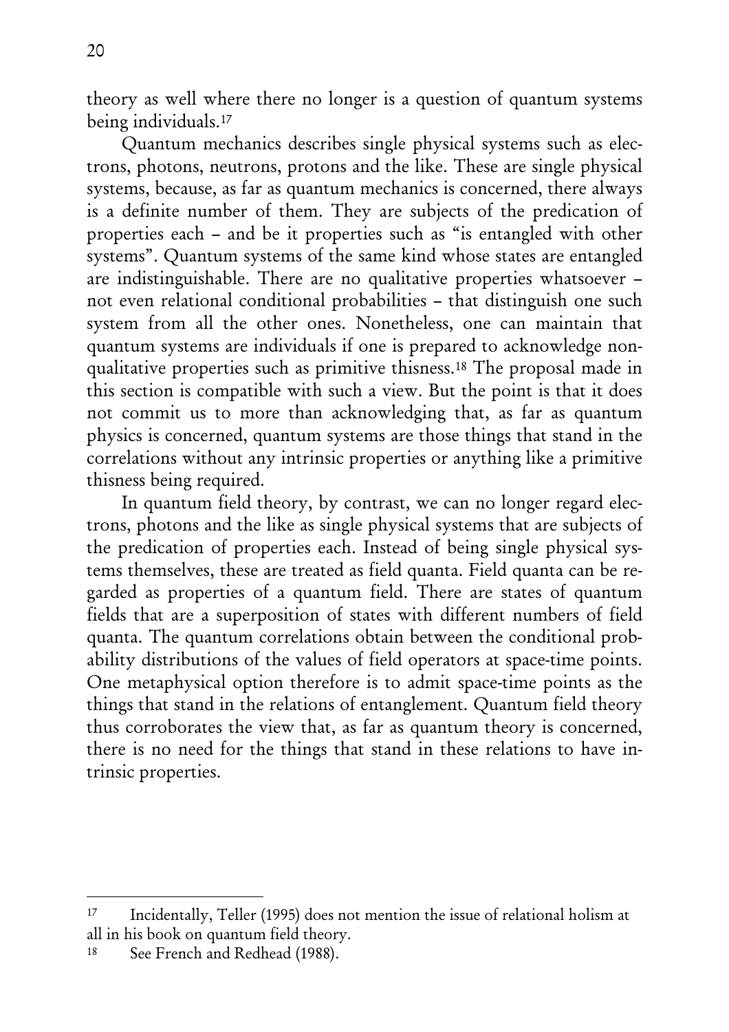theory as well where there no longer is a question of quantum systems being individuals.[17]

Quantum mechanics describes single physical systems such as electrons, photons, neutrons, protons and the like. These are single physical systems, because, as far as quantum mechanics is concerned, there always is a definite number of them. They are subjects of the predication of properties each – and be it properties such as "is entangled with other systems". Quantum systems of the same kind whose states are entangled are indistinguishable. There are no qualitative properties whatsoever – not even relational conditional probabilities – that distinguish one such system from all the other ones. Nonetheless, one can maintain that quantum systems are individuals if one is prepared to acknowledge non-qualitative properties such as primitive thisness.[18] The proposal made in this section is compatible with such a view. But the point is that it does not commit us to more than acknowledging that, as far as quantum physics is concerned, quantum systems are those things that stand in the correlations without any intrinsic properties or anything like a primitive thisness being required.

In quantum field theory, by contrast, we can no longer regard electrons, photons and the like as single physical systems that are subjects of the predication of properties each. Instead of being single physical systems themselves, these are treated as field quanta. Field quanta can be regarded as properties of a quantum field. There are states of quantum fields that are a superposition of states with different numbers of field quanta. The quantum correlations obtain between the conditional probability distributions of the values of field operators at space-time points. One metaphysical option therefore is to admit space-time points as the things that stand in the relations of entanglement. Quantum field theory thus corroborates the view that, as far as quantum theory is concerned, there is no need for the things that stand in these relations to have intrinsic properties.

---

[17] Incidentally, Teller (1995) does not mention the issue of relational holism at all in his book on quantum field theory.

[18] See French and Redhead (1988).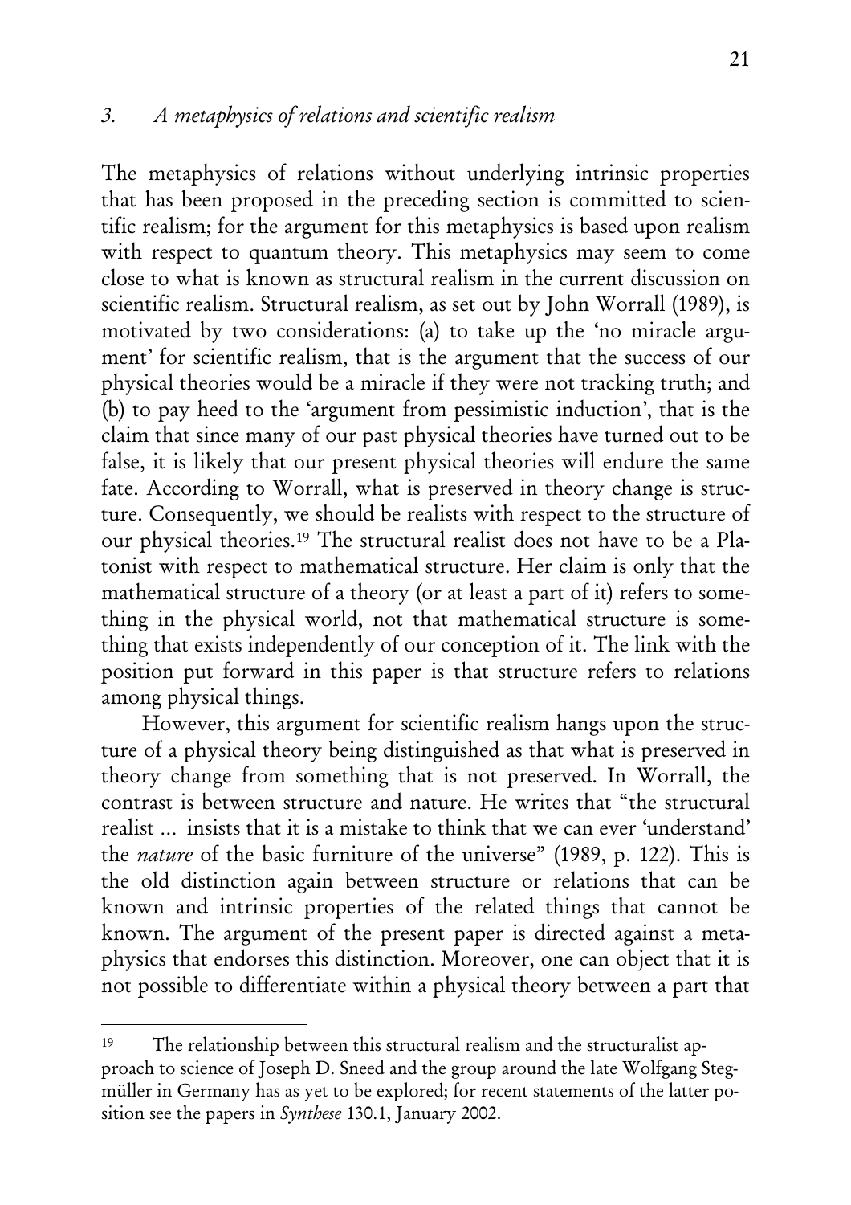### *3. A metaphysics of relations and scientific realism*

The metaphysics of relations without underlying intrinsic properties that has been proposed in the preceding section is committed to scientific realism; for the argument for this metaphysics is based upon realism with respect to quantum theory. This metaphysics may seem to come close to what is known as structural realism in the current discussion on scientific realism. Structural realism, as set out by John Worrall (1989), is motivated by two considerations: (a) to take up the 'no miracle argument' for scientific realism, that is the argument that the success of our physical theories would be a miracle if they were not tracking truth; and (b) to pay heed to the 'argument from pessimistic induction', that is the claim that since many of our past physical theories have turned out to be false, it is likely that our present physical theories will endure the same fate. According to Worrall, what is preserved in theory change is structure. Consequently, we should be realists with respect to the structure of our physical theories.[19] The structural realist does not have to be a Platonist with respect to mathematical structure. Her claim is only that the mathematical structure of a theory (or at least a part of it) refers to something in the physical world, not that mathematical structure is something that exists independently of our conception of it. The link with the position put forward in this paper is that structure refers to relations among physical things.

However, this argument for scientific realism hangs upon the structure of a physical theory being distinguished as that what is preserved in theory change from something that is not preserved. In Worrall, the contrast is between structure and nature. He writes that "the structural realist ... insists that it is a mistake to think that we can ever 'understand' the *nature* of the basic furniture of the universe" (1989, p. 122). This is the old distinction again between structure or relations that can be known and intrinsic properties of the related things that cannot be known. The argument of the present paper is directed against a metaphysics that endorses this distinction. Moreover, one can object that it is not possible to differentiate within a physical theory between a part that

---

[19] The relationship between this structural realism and the structuralist approach to science of Joseph D. Sneed and the group around the late Wolfgang Stegmüller in Germany has as yet to be explored; for recent statements of the latter position see the papers in *Synthese* 130.1, January 2002.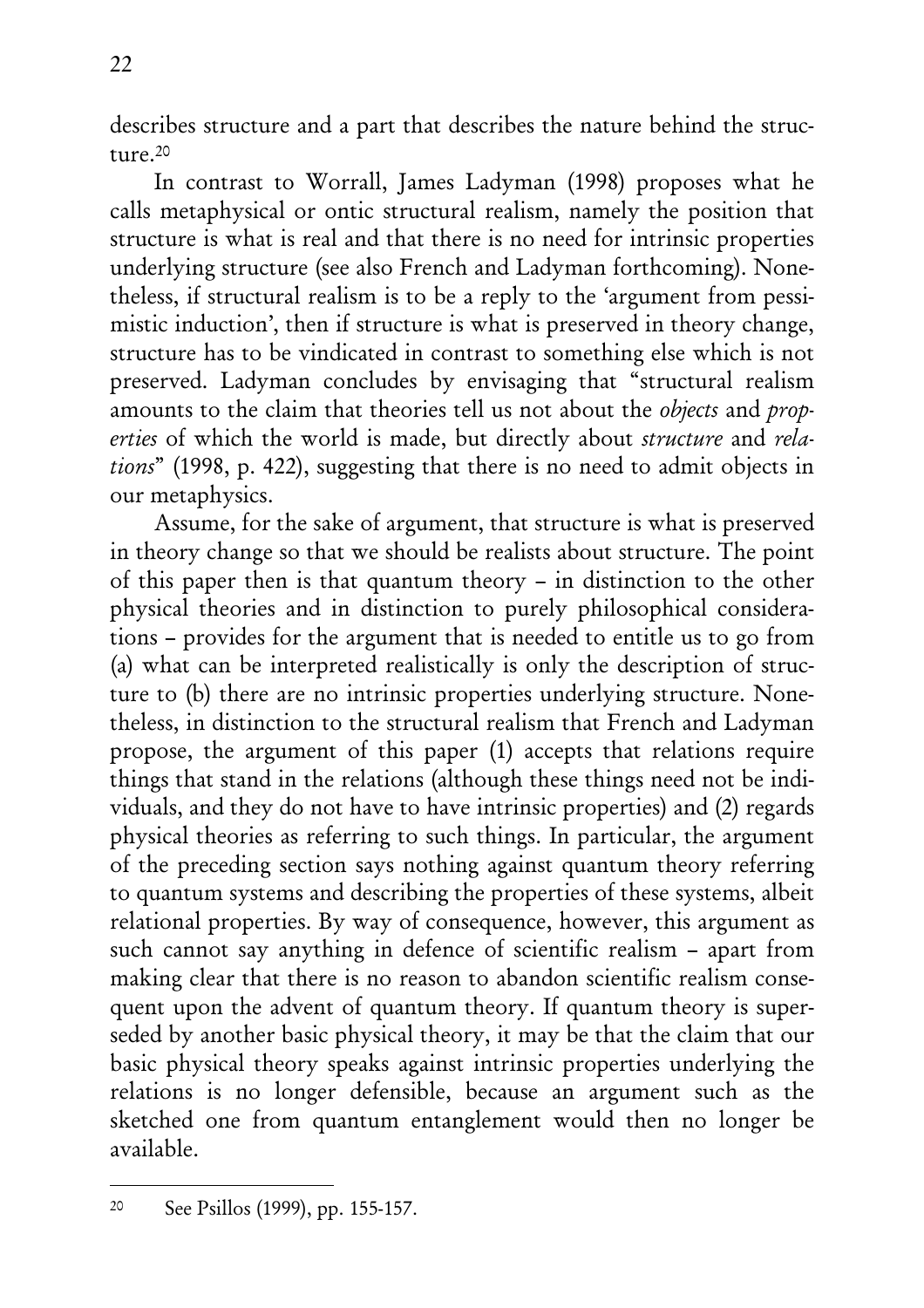describes structure and a part that describes the nature behind the structure.[20]

In contrast to Worrall, James Ladyman (1998) proposes what he calls metaphysical or ontic structural realism, namely the position that structure is what is real and that there is no need for intrinsic properties underlying structure (see also French and Ladyman forthcoming). Nonetheless, if structural realism is to be a reply to the 'argument from pessimistic induction', then if structure is what is preserved in theory change, structure has to be vindicated in contrast to something else which is not preserved. Ladyman concludes by envisaging that "structural realism amounts to the claim that theories tell us not about the *objects* and *properties* of which the world is made, but directly about *structure* and *relations*" (1998, p. 422), suggesting that there is no need to admit objects in our metaphysics.

Assume, for the sake of argument, that structure is what is preserved in theory change so that we should be realists about structure. The point of this paper then is that quantum theory – in distinction to the other physical theories and in distinction to purely philosophical considerations – provides for the argument that is needed to entitle us to go from (a) what can be interpreted realistically is only the description of structure to (b) there are no intrinsic properties underlying structure. Nonetheless, in distinction to the structural realism that French and Ladyman propose, the argument of this paper (1) accepts that relations require things that stand in the relations (although these things need not be individuals, and they do not have to have intrinsic properties) and (2) regards physical theories as referring to such things. In particular, the argument of the preceding section says nothing against quantum theory referring to quantum systems and describing the properties of these systems, albeit relational properties. By way of consequence, however, this argument as such cannot say anything in defence of scientific realism – apart from making clear that there is no reason to abandon scientific realism consequent upon the advent of quantum theory. If quantum theory is superseded by another basic physical theory, it may be that the claim that our basic physical theory speaks against intrinsic properties underlying the relations is no longer defensible, because an argument such as the sketched one from quantum entanglement would then no longer be available.

---

[20] See Psillos (1999), pp. 155-157.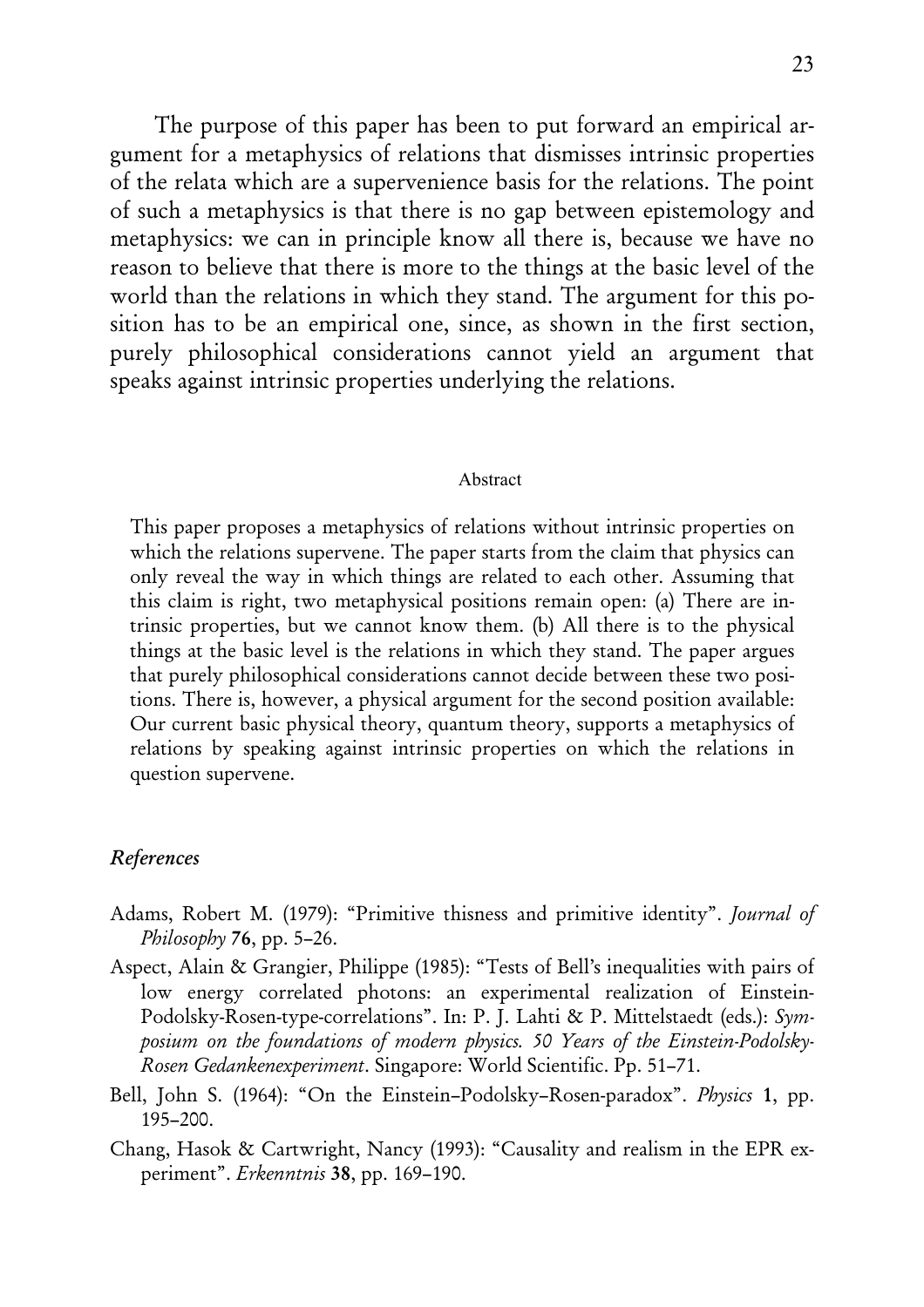The purpose of this paper has been to put forward an empirical argument for a metaphysics of relations that dismisses intrinsic properties of the relata which are a supervenience basis for the relations. The point of such a metaphysics is that there is no gap between epistemology and metaphysics: we can in principle know all there is, because we have no reason to believe that there is more to the things at the basic level of the world than the relations in which they stand. The argument for this position has to be an empirical one, since, as shown in the first section, purely philosophical considerations cannot yield an argument that speaks against intrinsic properties underlying the relations.

### Abstract

This paper proposes a metaphysics of relations without intrinsic properties on which the relations supervene. The paper starts from the claim that physics can only reveal the way in which things are related to each other. Assuming that this claim is right, two metaphysical positions remain open: (a) There are intrinsic properties, but we cannot know them. (b) All there is to the physical things at the basic level is the relations in which they stand. The paper argues that purely philosophical considerations cannot decide between these two positions. There is, however, a physical argument for the second position available: Our current basic physical theory, quantum theory, supports a metaphysics of relations by speaking against intrinsic properties on which the relations in question supervene.

## *References*

Adams, Robert M. (1979): "Primitive thisness and primitive identity". *Journal of Philosophy* **76**, pp. 5–26.

Aspect, Alain & Grangier, Philippe (1985): "Tests of Bell's inequalities with pairs of low energy correlated photons: an experimental realization of Einstein-Podolsky-Rosen-type-correlations". In: P. J. Lahti & P. Mittelstaedt (eds.): *Symposium on the foundations of modern physics. 50 Years of the Einstein-Podolsky-Rosen Gedankenexperiment*. Singapore: World Scientific. Pp. 51–71.

Bell, John S. (1964): "On the Einstein–Podolsky–Rosen-paradox". *Physics* **1**, pp. 195–200.

Chang, Hasok & Cartwright, Nancy (1993): "Causality and realism in the EPR experiment". *Erkenntnis* **38**, pp. 169–190.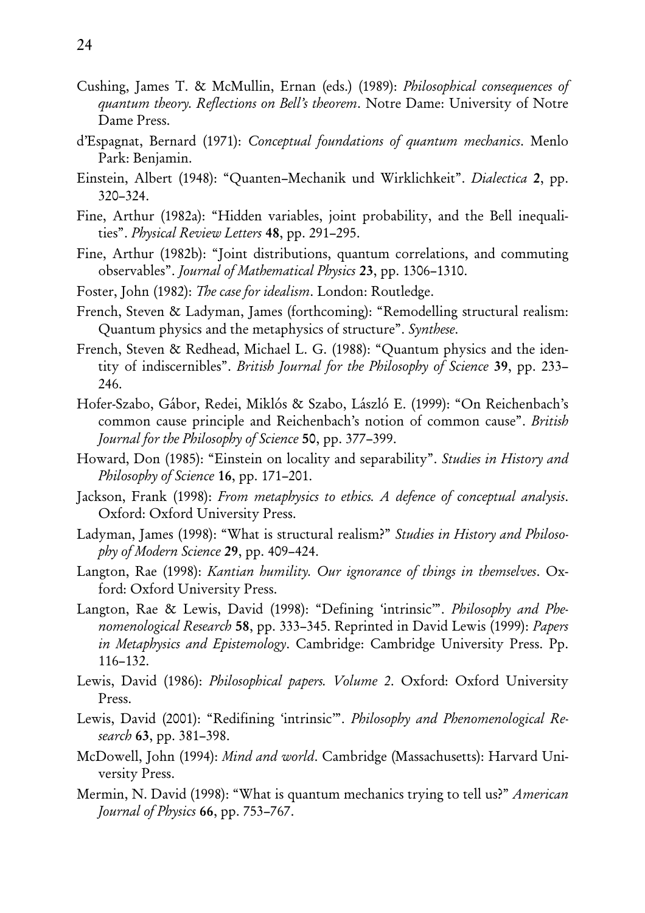Cushing, James T. & McMullin, Ernan (eds.) (1989): *Philosophical consequences of quantum theory. Reflections on Bell's theorem*. Notre Dame: University of Notre Dame Press.

d'Espagnat, Bernard (1971): *Conceptual foundations of quantum mechanics*. Menlo Park: Benjamin.

Einstein, Albert (1948): "Quanten–Mechanik und Wirklichkeit". *Dialectica* **2**, pp. 320–324.

Fine, Arthur (1982a): "Hidden variables, joint probability, and the Bell inequalities". *Physical Review Letters* **48**, pp. 291–295.

Fine, Arthur (1982b): "Joint distributions, quantum correlations, and commuting observables". *Journal of Mathematical Physics* **23**, pp. 1306–1310.

Foster, John (1982): *The case for idealism*. London: Routledge.

French, Steven & Ladyman, James (forthcoming): "Remodelling structural realism: Quantum physics and the metaphysics of structure". *Synthese*.

French, Steven & Redhead, Michael L. G. (1988): "Quantum physics and the identity of indiscernibles". *British Journal for the Philosophy of Science* **39**, pp. 233–246.

Hofer-Szabo, Gábor, Redei, Miklós & Szabo, László E. (1999): "On Reichenbach's common cause principle and Reichenbach's notion of common cause". *British Journal for the Philosophy of Science* **50**, pp. 377–399.

Howard, Don (1985): "Einstein on locality and separability". *Studies in History and Philosophy of Science* **16**, pp. 171–201.

Jackson, Frank (1998): *From metaphysics to ethics. A defence of conceptual analysis*. Oxford: Oxford University Press.

Ladyman, James (1998): "What is structural realism?" *Studies in History and Philosophy of Modern Science* **29**, pp. 409–424.

Langton, Rae (1998): *Kantian humility. Our ignorance of things in themselves*. Oxford: Oxford University Press.

Langton, Rae & Lewis, David (1998): "Defining 'intrinsic'". *Philosophy and Phenomenological Research* **58**, pp. 333–345. Reprinted in David Lewis (1999): *Papers in Metaphysics and Epistemology*. Cambridge: Cambridge University Press. Pp. 116–132.

Lewis, David (1986): *Philosophical papers. Volume 2*. Oxford: Oxford University Press.

Lewis, David (2001): "Redifining 'intrinsic'". *Philosophy and Phenomenological Research* **63**, pp. 381–398.

McDowell, John (1994): *Mind and world*. Cambridge (Massachusetts): Harvard University Press.

Mermin, N. David (1998): "What is quantum mechanics trying to tell us?" *American Journal of Physics* **66**, pp. 753–767.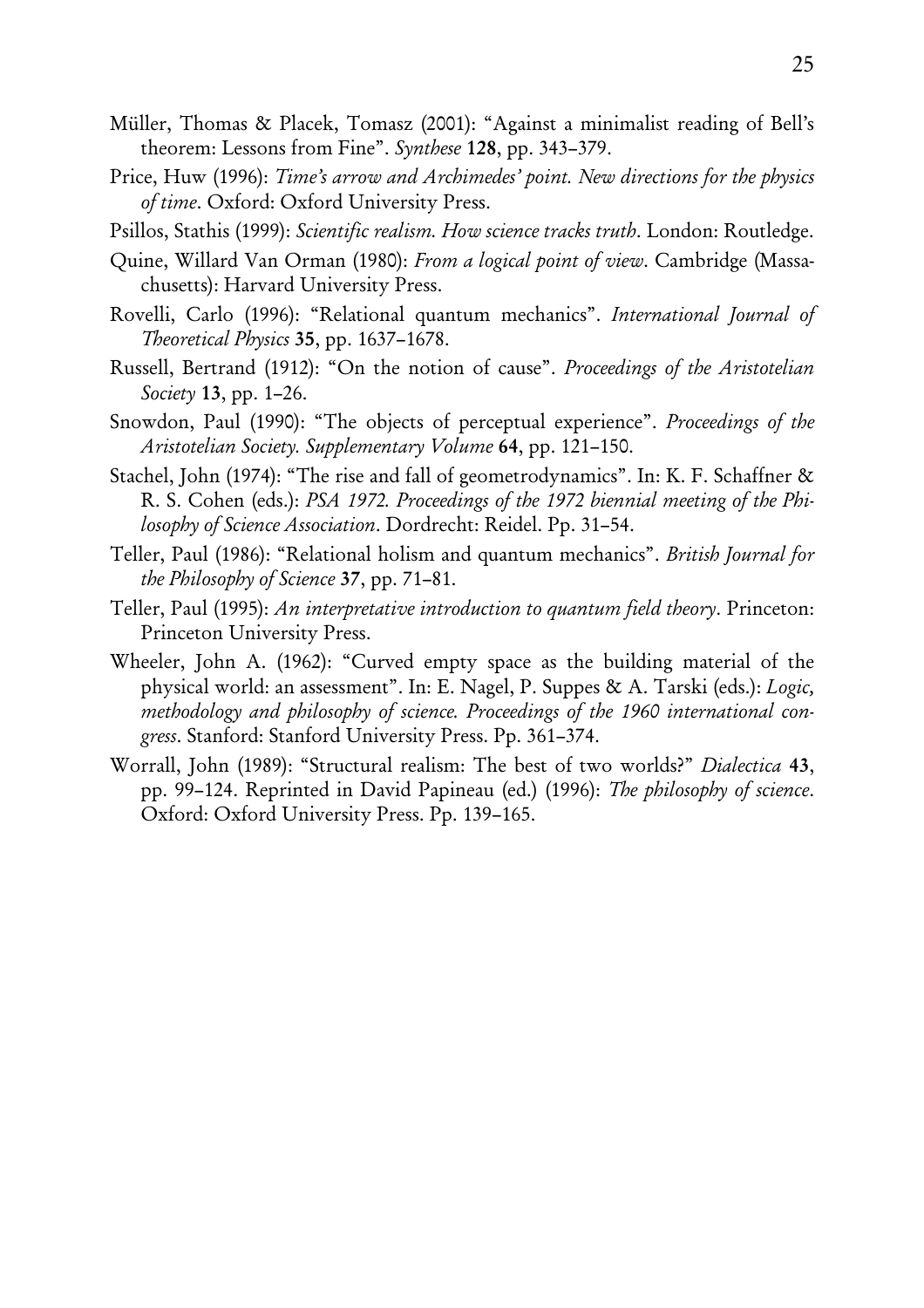Müller, Thomas & Placek, Tomasz (2001): "Against a minimalist reading of Bell's theorem: Lessons from Fine". *Synthese* **128**, pp. 343–379.

Price, Huw (1996): *Time's arrow and Archimedes' point. New directions for the physics of time*. Oxford: Oxford University Press.

Psillos, Stathis (1999): *Scientific realism. How science tracks truth*. London: Routledge.

Quine, Willard Van Orman (1980): *From a logical point of view*. Cambridge (Massachusetts): Harvard University Press.

Rovelli, Carlo (1996): "Relational quantum mechanics". *International Journal of Theoretical Physics* **35**, pp. 1637–1678.

Russell, Bertrand (1912): "On the notion of cause". *Proceedings of the Aristotelian Society* **13**, pp. 1–26.

Snowdon, Paul (1990): "The objects of perceptual experience". *Proceedings of the Aristotelian Society. Supplementary Volume* **64**, pp. 121–150.

Stachel, John (1974): "The rise and fall of geometrodynamics". In: K. F. Schaffner & R. S. Cohen (eds.): *PSA 1972. Proceedings of the 1972 biennial meeting of the Philosophy of Science Association*. Dordrecht: Reidel. Pp. 31–54.

Teller, Paul (1986): "Relational holism and quantum mechanics". *British Journal for the Philosophy of Science* **37**, pp. 71–81.

Teller, Paul (1995): *An interpretative introduction to quantum field theory*. Princeton: Princeton University Press.

Wheeler, John A. (1962): "Curved empty space as the building material of the physical world: an assessment". In: E. Nagel, P. Suppes & A. Tarski (eds.): *Logic, methodology and philosophy of science. Proceedings of the 1960 international congress*. Stanford: Stanford University Press. Pp. 361–374.

Worrall, John (1989): "Structural realism: The best of two worlds?" *Dialectica* **43**, pp. 99–124. Reprinted in David Papineau (ed.) (1996): *The philosophy of science*. Oxford: Oxford University Press. Pp. 139–165.